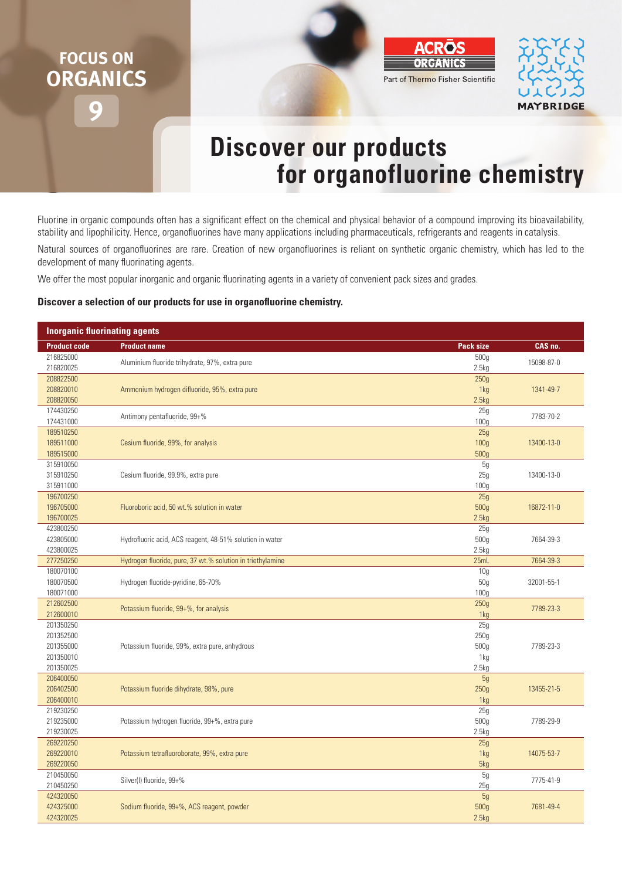FOCUS ON
ORGANICS
9

ACROS ORGANICS
Part of Thermo Fisher Scientific

MAYBRIDGE

# Discover our products for organofluorine chemistry

Fluorine in organic compounds often has a significant effect on the chemical and physical behavior of a compound improving its bioavailability, stability and lipophilicity. Hence, organofluorines have many applications including pharmaceuticals, refrigerants and reagents in catalysis.

Natural sources of organofluorines are rare. Creation of new organofluorines is reliant on synthetic organic chemistry, which has led to the development of many fluorinating agents.

We offer the most popular inorganic and organic fluorinating agents in a variety of convenient pack sizes and grades.

**Discover a selection of our products for use in organofluorine chemistry.**

**Inorganic fluorinating agents**

| Product code | Product name | Pack size | CAS no. |
|---|---|---|---|
| 216825000 | Aluminium fluoride trihydrate, 97%, extra pure | 500g | 15098-87-0 |
| 216820025 | | 2.5kg | |
| 208822500 | Ammonium hydrogen difluoride, 95%, extra pure | 250g | 1341-49-7 |
| 208820010 | | 1kg | |
| 208820050 | | 2.5kg | |
| 174430250 | Antimony pentafluoride, 99+% | 25g | 7783-70-2 |
| 174431000 | | 100g | |
| 189510250 | Cesium fluoride, 99%, for analysis | 25g | 13400-13-0 |
| 189511000 | | 100g | |
| 189515000 | | 500g | |
| 315910050 | Cesium fluoride, 99.9%, extra pure | 5g | 13400-13-0 |
| 315910250 | | 25g | |
| 315911000 | | 100g | |
| 196700250 | Fluoroboric acid, 50 wt.% solution in water | 25g | 16872-11-0 |
| 196705000 | | 500g | |
| 196700025 | | 2.5kg | |
| 423800250 | Hydrofluoric acid, ACS reagent, 48-51% solution in water | 25g | 7664-39-3 |
| 423805000 | | 500g | |
| 423800025 | | 2.5kg | |
| 277250250 | Hydrogen fluoride, pure, 37 wt.% solution in triethylamine | 25mL | 7664-39-3 |
| 180070100 | Hydrogen fluoride-pyridine, 65-70% | 10g | 32001-55-1 |
| 180070500 | | 50g | |
| 180071000 | | 100g | |
| 212602500 | Potassium fluoride, 99+%, for analysis | 250g | 7789-23-3 |
| 212600010 | | 1kg | |
| 201350250 | Potassium fluoride, 99%, extra pure, anhydrous | 25g | 7789-23-3 |
| 201352500 | | 250g | |
| 201355000 | | 500g | |
| 201350010 | | 1kg | |
| 201350025 | | 2.5kg | |
| 206400050 | Potassium fluoride dihydrate, 98%, pure | 5g | 13455-21-5 |
| 206402500 | | 250g | |
| 206400010 | | 1kg | |
| 219230250 | Potassium hydrogen fluoride, 99+%, extra pure | 25g | 7789-29-9 |
| 219235000 | | 500g | |
| 219230025 | | 2.5kg | |
| 269220250 | Potassium tetrafluoroborate, 99%, extra pure | 25g | 14075-53-7 |
| 269220010 | | 1kg | |
| 269220050 | | 5kg | |
| 210450050 | Silver(I) fluoride, 99+% | 5g | 7775-41-9 |
| 210450250 | | 25g | |
| 424320050 | Sodium fluoride, 99+%, ACS reagent, powder | 5g | 7681-49-4 |
| 424325000 | | 500g | |
| 424320025 | | 2.5kg | |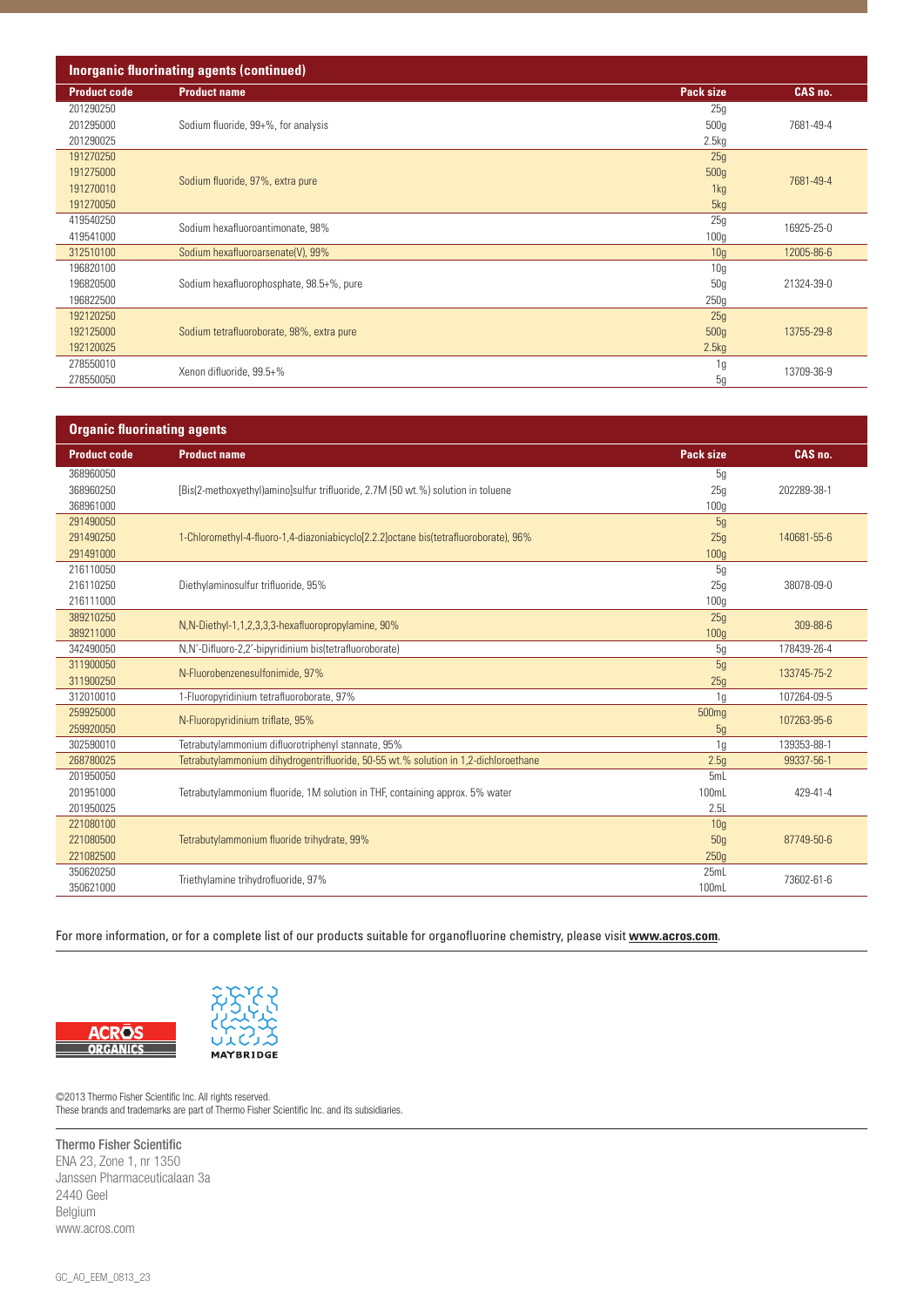## Inorganic fluorinating agents (continued)

| Product code | Product name | Pack size | CAS no. |
|---|---|---|---|
| 201290250 | Sodium fluoride, 99+%, for analysis | 25g | 7681-49-4 |
| 201295000 | | 500g | |
| 201290025 | | 2.5kg | |
| 191270250 | Sodium fluoride, 97%, extra pure | 25g | 7681-49-4 |
| 191275000 | | 500g | |
| 191270010 | | 1kg | |
| 191270050 | | 5kg | |
| 419540250 | Sodium hexafluoroantimonate, 98% | 25g | 16925-25-0 |
| 419541000 | | 100g | |
| 312510100 | Sodium hexafluoroarsenate(V), 99% | 10g | 12005-86-6 |
| 196820100 | Sodium hexafluorophosphate, 98.5+%, pure | 10g | 21324-39-0 |
| 196820500 | | 50g | |
| 196822500 | | 250g | |
| 192120250 | Sodium tetrafluoroborate, 98%, extra pure | 25g | 13755-29-8 |
| 192125000 | | 500g | |
| 192120025 | | 2.5kg | |
| 278550010 | Xenon difluoride, 99.5+% | 1g | 13709-36-9 |
| 278550050 | | 5g | |

## Organic fluorinating agents

| Product code | Product name | Pack size | CAS no. |
|---|---|---|---|
| 368960050 | [Bis(2-methoxyethyl)amino]sulfur trifluoride, 2.7M (50 wt.%) solution in toluene | 5g | 202289-38-1 |
| 368960250 | | 25g | |
| 368961000 | | 100g | |
| 291490050 | 1-Chloromethyl-4-fluoro-1,4-diazoniabicyclo[2.2.2]octane bis(tetrafluoroborate), 96% | 5g | 140681-55-6 |
| 291490250 | | 25g | |
| 291491000 | | 100g | |
| 216110050 | Diethylaminosulfur trifluoride, 95% | 5g | 38078-09-0 |
| 216110250 | | 25g | |
| 216111000 | | 100g | |
| 389210250 | N,N-Diethyl-1,1,2,3,3,3-hexafluoropropylamine, 90% | 25g | 309-88-6 |
| 389211000 | | 100g | |
| 342490050 | N,N'-Difluoro-2,2'-bipyridinium bis(tetrafluoroborate) | 5g | 178439-26-4 |
| 311900050 | N-Fluorobenzenesulfonimide, 97% | 5g | 133745-75-2 |
| 311900250 | | 25g | |
| 312010010 | 1-Fluoropyridinium tetrafluoroborate, 97% | 1g | 107264-09-5 |
| 259925000 | N-Fluoropyridinium triflate, 95% | 500mg | 107263-95-6 |
| 259920050 | | 5g | |
| 302590010 | Tetrabutylammonium difluorotriphenyl stannate, 95% | 1g | 139353-88-1 |
| 268780025 | Tetrabutylammonium dihydrogentrifluoride, 50-55 wt.% solution in 1,2-dichloroethane | 2.5g | 99337-56-1 |
| 201950050 | Tetrabutylammonium fluoride, 1M solution in THF, containing approx. 5% water | 5mL | 429-41-4 |
| 201951000 | | 100mL | |
| 201950025 | | 2.5L | |
| 221080100 | Tetrabutylammonium fluoride trihydrate, 99% | 10g | 87749-50-6 |
| 221080500 | | 50g | |
| 221082500 | | 250g | |
| 350620250 | Triethylamine trihydrofluoride, 97% | 25mL | 73602-61-6 |
| 350621000 | | 100mL | |

For more information, or for a complete list of our products suitable for organofluorine chemistry, please visit **www.acros.com**.

ACROS ORGANICS

MAYBRIDGE

©2013 Thermo Fisher Scientific Inc. All rights reserved.
These brands and trademarks are part of Thermo Fisher Scientific Inc. and its subsidiaries.

Thermo Fisher Scientific
ENA 23, Zone 1, nr 1350
Janssen Pharmaceuticalaan 3a
2440 Geel
Belgium
www.acros.com

GC_AO_EEM_0813_23